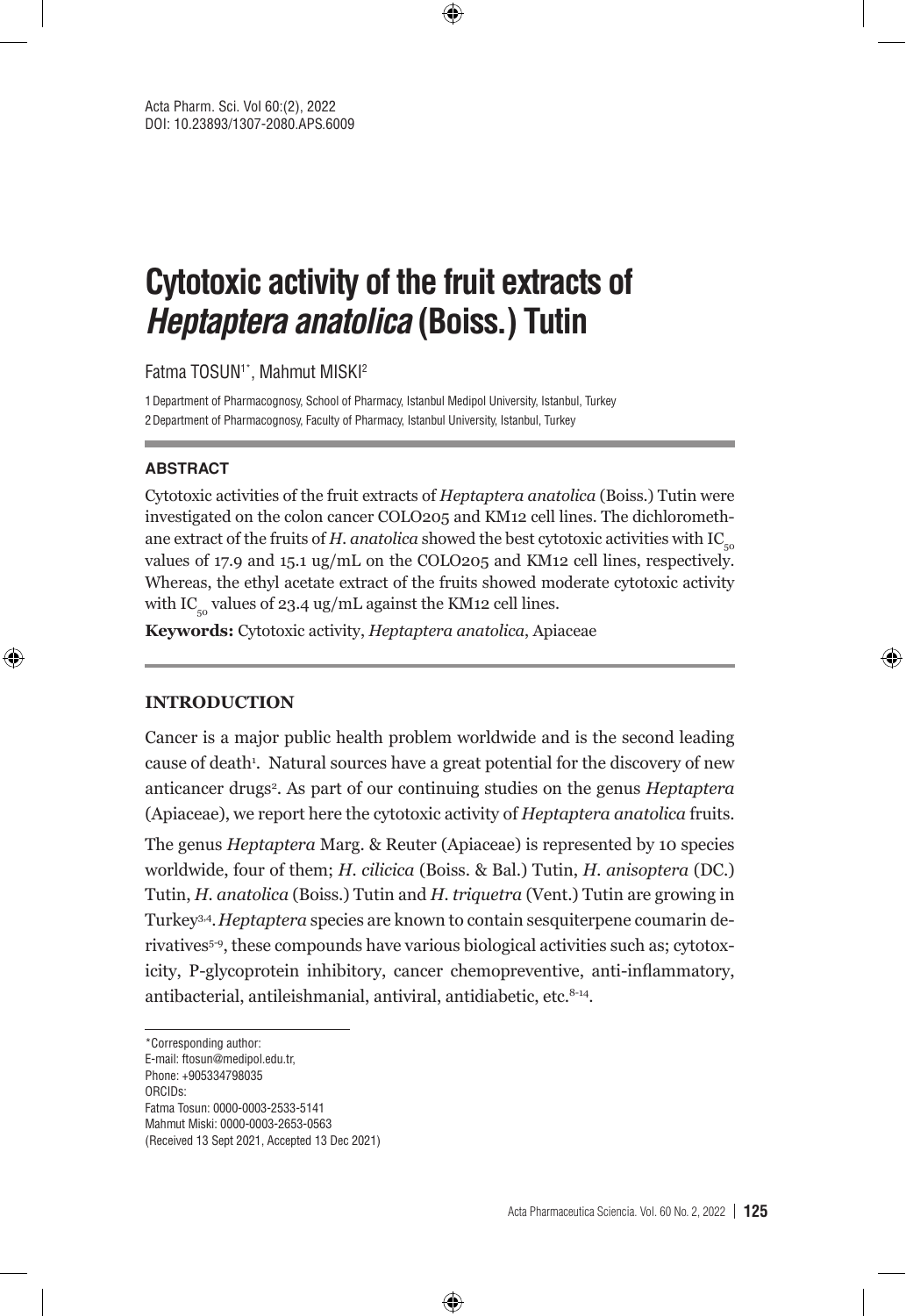Acta Pharm. Sci. Vol 60:(2), 2022
DOI: 10.23893/1307-2080.APS.6009

# Cytotoxic activity of the fruit extracts of *Heptaptera anatolica* (Boiss.) Tutin

Fatma TOSUN[1*], Mahmut MISKI[2]

1 Department of Pharmacognosy, School of Pharmacy, Istanbul Medipol University, Istanbul, Turkey
2 Department of Pharmacognosy, Faculty of Pharmacy, Istanbul University, Istanbul, Turkey

## ABSTRACT

Cytotoxic activities of the fruit extracts of *Heptaptera anatolica* (Boiss.) Tutin were investigated on the colon cancer COLO205 and KM12 cell lines. The dichloromethane extract of the fruits of *H. anatolica* showed the best cytotoxic activities with $IC_{50}$ values of 17.9 and 15.1 ug/mL on the COLO205 and KM12 cell lines, respectively. Whereas, the ethyl acetate extract of the fruits showed moderate cytotoxic activity with $IC_{50}$ values of 23.4 ug/mL against the KM12 cell lines.

**Keywords:** Cytotoxic activity, *Heptaptera anatolica*, Apiaceae

## INTRODUCTION

Cancer is a major public health problem worldwide and is the second leading cause of death[1]. Natural sources have a great potential for the discovery of new anticancer drugs[2]. As part of our continuing studies on the genus *Heptaptera* (Apiaceae), we report here the cytotoxic activity of *Heptaptera anatolica* fruits.

The genus *Heptaptera* Marg. & Reuter (Apiaceae) is represented by 10 species worldwide, four of them; *H. cilicica* (Boiss. & Bal.) Tutin, *H. anisoptera* (DC.) Tutin, *H. anatolica* (Boiss.) Tutin and *H. triquetra* (Vent.) Tutin are growing in Turkey[3,4]. *Heptaptera* species are known to contain sesquiterpene coumarin derivatives[5-9], these compounds have various biological activities such as; cytotoxicity, P-glycoprotein inhibitory, cancer chemopreventive, anti-inflammatory, antibacterial, antileishmanial, antiviral, antidiabetic, etc.[8-14].

*Corresponding author:
E-mail: ftosun@medipol.edu.tr,
Phone: +905334798035
ORCIDs:
Fatma Tosun: 0000-0003-2533-5141
Mahmut Miski: 0000-0003-2653-0563
(Received 13 Sept 2021, Accepted 13 Dec 2021)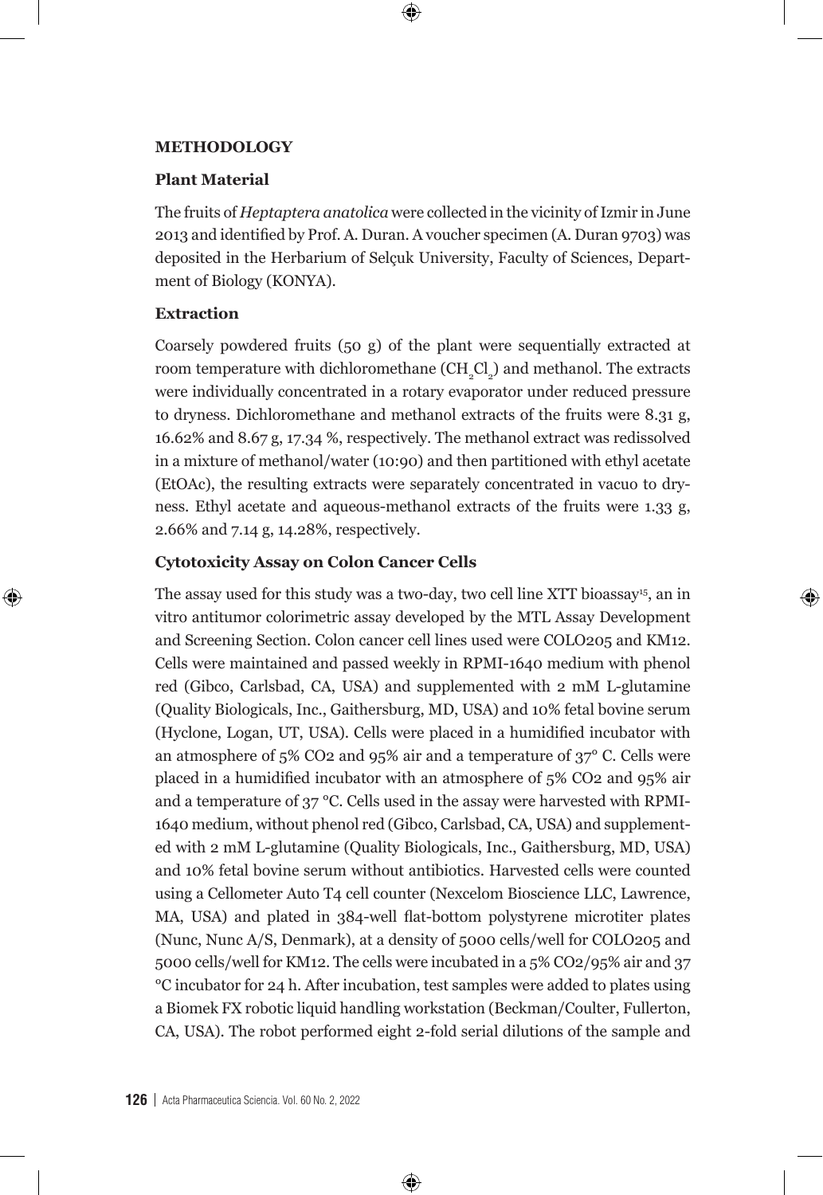## METHODOLOGY

### Plant Material

The fruits of *Heptaptera anatolica* were collected in the vicinity of Izmir in June 2013 and identified by Prof. A. Duran. A voucher specimen (A. Duran 9703) was deposited in the Herbarium of Selçuk University, Faculty of Sciences, Department of Biology (KONYA).

### Extraction

Coarsely powdered fruits (50 g) of the plant were sequentially extracted at room temperature with dichloromethane ($CH_2Cl_2$) and methanol. The extracts were individually concentrated in a rotary evaporator under reduced pressure to dryness. Dichloromethane and methanol extracts of the fruits were 8.31 g, 16.62% and 8.67 g, 17.34 %, respectively. The methanol extract was redissolved in a mixture of methanol/water (10:90) and then partitioned with ethyl acetate (EtOAc), the resulting extracts were separately concentrated in vacuo to dryness. Ethyl acetate and aqueous-methanol extracts of the fruits were 1.33 g, 2.66% and 7.14 g, 14.28%, respectively.

### Cytotoxicity Assay on Colon Cancer Cells

The assay used for this study was a two-day, two cell line XTT bioassay[15], an in vitro antitumor colorimetric assay developed by the MTL Assay Development and Screening Section. Colon cancer cell lines used were COLO205 and KM12. Cells were maintained and passed weekly in RPMI-1640 medium with phenol red (Gibco, Carlsbad, CA, USA) and supplemented with 2 mM L-glutamine (Quality Biologicals, Inc., Gaithersburg, MD, USA) and 10% fetal bovine serum (Hyclone, Logan, UT, USA). Cells were placed in a humidified incubator with an atmosphere of 5% CO2 and 95% air and a temperature of 37° C. Cells were placed in a humidified incubator with an atmosphere of 5% CO2 and 95% air and a temperature of 37 °C. Cells used in the assay were harvested with RPMI-1640 medium, without phenol red (Gibco, Carlsbad, CA, USA) and supplemented with 2 mM L-glutamine (Quality Biologicals, Inc., Gaithersburg, MD, USA) and 10% fetal bovine serum without antibiotics. Harvested cells were counted using a Cellometer Auto T4 cell counter (Nexcelom Bioscience LLC, Lawrence, MA, USA) and plated in 384-well flat-bottom polystyrene microtiter plates (Nunc, Nunc A/S, Denmark), at a density of 5000 cells/well for COLO205 and 5000 cells/well for KM12. The cells were incubated in a 5% CO2/95% air and 37 °C incubator for 24 h. After incubation, test samples were added to plates using a Biomek FX robotic liquid handling workstation (Beckman/Coulter, Fullerton, CA, USA). The robot performed eight 2-fold serial dilutions of the sample and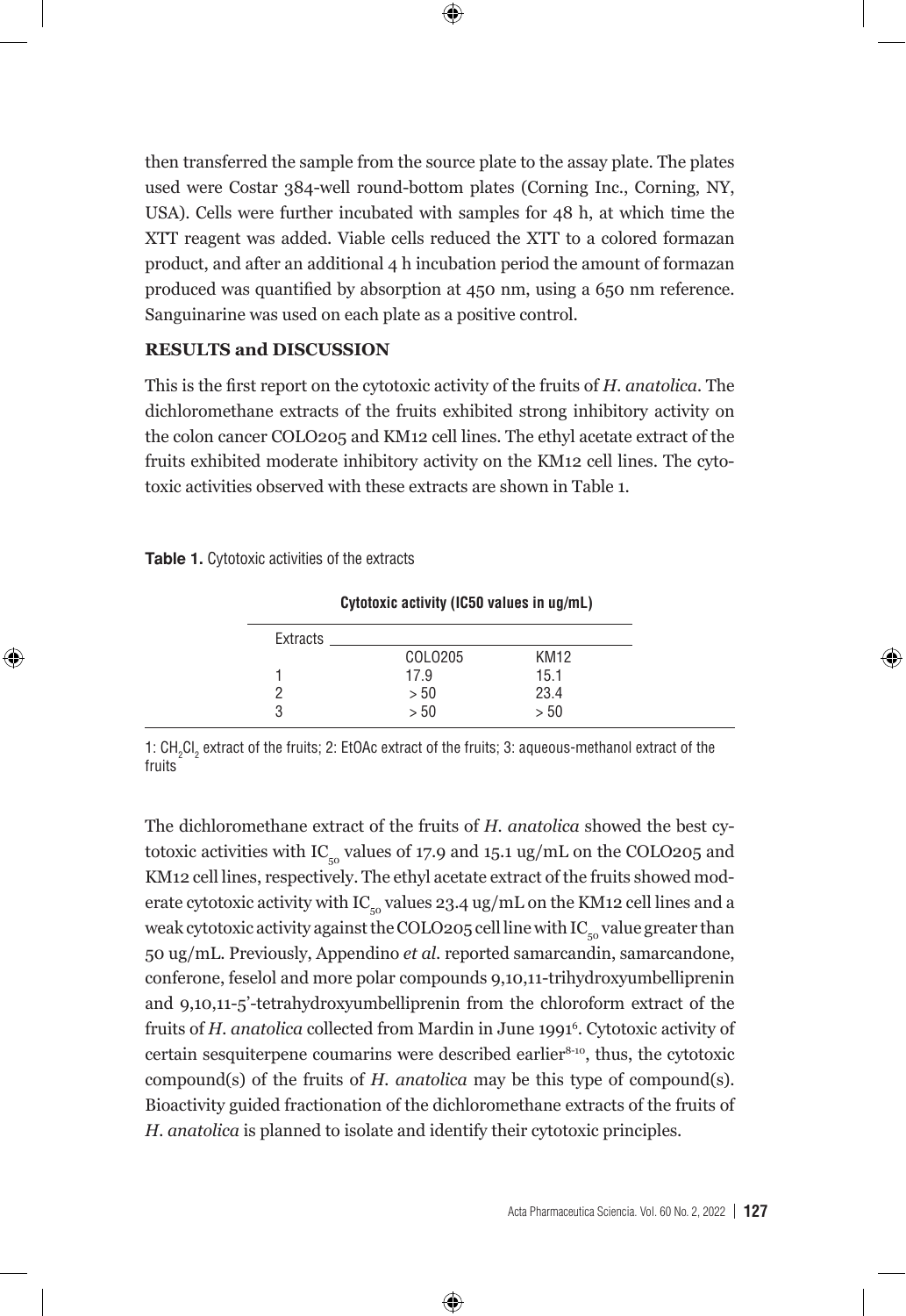then transferred the sample from the source plate to the assay plate. The plates used were Costar 384-well round-bottom plates (Corning Inc., Corning, NY, USA). Cells were further incubated with samples for 48 h, at which time the XTT reagent was added. Viable cells reduced the XTT to a colored formazan product, and after an additional 4 h incubation period the amount of formazan produced was quantified by absorption at 450 nm, using a 650 nm reference. Sanguinarine was used on each plate as a positive control.

## RESULTS and DISCUSSION

This is the first report on the cytotoxic activity of the fruits of *H. anatolica*. The dichloromethane extracts of the fruits exhibited strong inhibitory activity on the colon cancer COLO205 and KM12 cell lines. The ethyl acetate extract of the fruits exhibited moderate inhibitory activity on the KM12 cell lines. The cytotoxic activities observed with these extracts are shown in Table 1.

**Table 1.** Cytotoxic activities of the extracts

| Extracts | Cytotoxic activity (IC50 values in ug/mL) | |
|---|---|---|
| | COLO205 | KM12 |
| 1 | 17.9 | 15.1 |
| 2 | > 50 | 23.4 |
| 3 | > 50 | > 50 |

1: $CH_2Cl_2$ extract of the fruits; 2: EtOAc extract of the fruits; 3: aqueous-methanol extract of the fruits

The dichloromethane extract of the fruits of *H. anatolica* showed the best cytotoxic activities with $IC_{50}$ values of 17.9 and 15.1 ug/mL on the COLO205 and KM12 cell lines, respectively. The ethyl acetate extract of the fruits showed moderate cytotoxic activity with $IC_{50}$ values 23.4 ug/mL on the KM12 cell lines and a weak cytotoxic activity against the COLO205 cell line with $IC_{50}$ value greater than 50 ug/mL. Previously, Appendino *et al*. reported samarcandin, samarcandone, conferone, feselol and more polar compounds 9,10,11-trihydroxyumbelliprenin and 9,10,11-5'-tetrahydroxyumbelliprenin from the chloroform extract of the fruits of *H. anatolica* collected from Mardin in June 1991[6]. Cytotoxic activity of certain sesquiterpene coumarins were described earlier[8-10], thus, the cytotoxic compound(s) of the fruits of *H. anatolica* may be this type of compound(s). Bioactivity guided fractionation of the dichloromethane extracts of the fruits of *H. anatolica* is planned to isolate and identify their cytotoxic principles.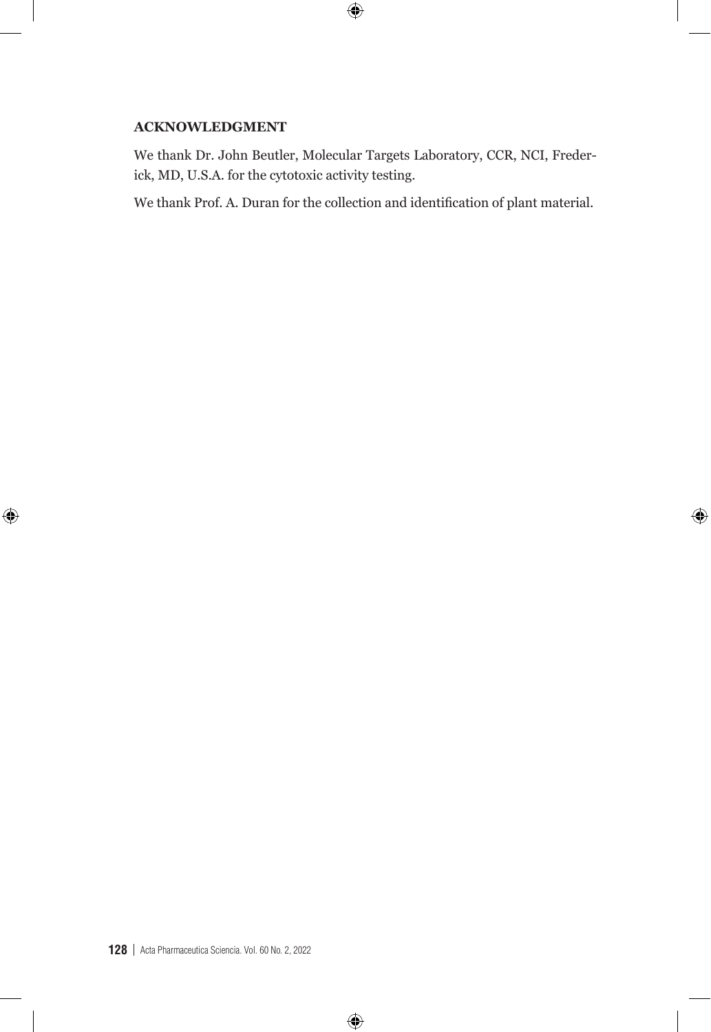## ACKNOWLEDGMENT

We thank Dr. John Beutler, Molecular Targets Laboratory, CCR, NCI, Frederick, MD, U.S.A. for the cytotoxic activity testing.

We thank Prof. A. Duran for the collection and identification of plant material.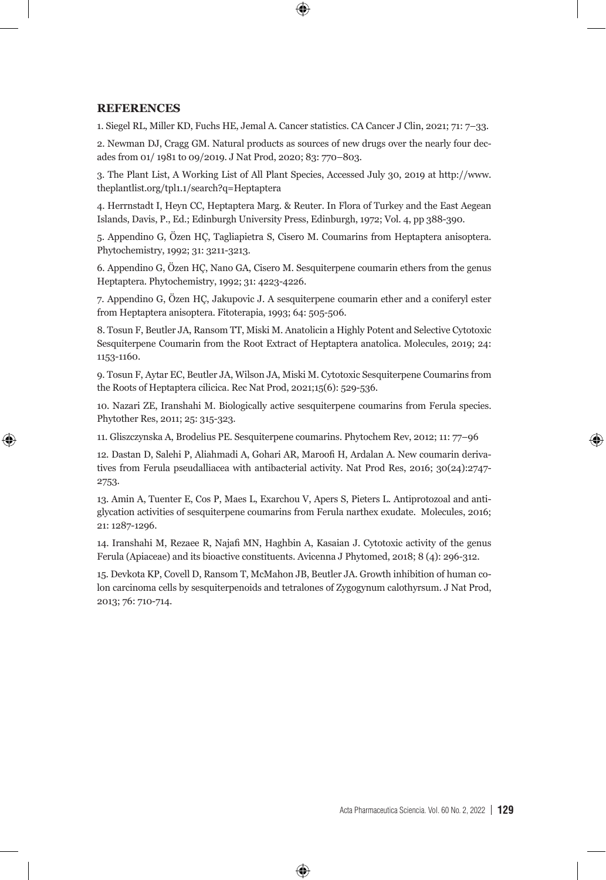## REFERENCES

1. Siegel RL, Miller KD, Fuchs HE, Jemal A. Cancer statistics. CA Cancer J Clin, 2021; 71: 7–33.

2. Newman DJ, Cragg GM. Natural products as sources of new drugs over the nearly four decades from 01/ 1981 to 09/2019. J Nat Prod, 2020; 83: 770–803.

3. The Plant List, A Working List of All Plant Species, Accessed July 30, 2019 at http://www.theplantlist.org/tpl1.1/search?q=Heptaptera

4. Herrnstadt I, Heyn CC, Heptaptera Marg. & Reuter. In Flora of Turkey and the East Aegean Islands, Davis, P., Ed.; Edinburgh University Press, Edinburgh, 1972; Vol. 4, pp 388-390.

5. Appendino G, Özen HÇ, Tagliapietra S, Cisero M. Coumarins from Heptaptera anisoptera. Phytochemistry, 1992; 31: 3211-3213.

6. Appendino G, Özen HÇ, Nano GA, Cisero M. Sesquiterpene coumarin ethers from the genus Heptaptera. Phytochemistry, 1992; 31: 4223-4226.

7. Appendino G, Özen HÇ, Jakupovic J. A sesquiterpene coumarin ether and a coniferyl ester from Heptaptera anisoptera. Fitoterapia, 1993; 64: 505-506.

8. Tosun F, Beutler JA, Ransom TT, Miski M. Anatolicin a Highly Potent and Selective Cytotoxic Sesquiterpene Coumarin from the Root Extract of Heptaptera anatolica. Molecules, 2019; 24: 1153-1160.

9. Tosun F, Aytar EC, Beutler JA, Wilson JA, Miski M. Cytotoxic Sesquiterpene Coumarins from the Roots of Heptaptera cilicica. Rec Nat Prod, 2021;15(6): 529-536.

10. Nazari ZE, Iranshahi M. Biologically active sesquiterpene coumarins from Ferula species. Phytother Res, 2011; 25: 315-323.

11. Gliszczynska A, Brodelius PE. Sesquiterpene coumarins. Phytochem Rev, 2012; 11: 77–96

12. Dastan D, Salehi P, Aliahmadi A, Gohari AR, Maroofi H, Ardalan A. New coumarin derivatives from Ferula pseudalliacea with antibacterial activity. Nat Prod Res, 2016; 30(24):2747-2753.

13. Amin A, Tuenter E, Cos P, Maes L, Exarchou V, Apers S, Pieters L. Antiprotozoal and antiglycation activities of sesquiterpene coumarins from Ferula narthex exudate. Molecules, 2016; 21: 1287-1296.

14. Iranshahi M, Rezaee R, Najafi MN, Haghbin A, Kasaian J. Cytotoxic activity of the genus Ferula (Apiaceae) and its bioactive constituents. Avicenna J Phytomed, 2018; 8 (4): 296-312.

15. Devkota KP, Covell D, Ransom T, McMahon JB, Beutler JA. Growth inhibition of human colon carcinoma cells by sesquiterpenoids and tetralones of Zygogynum calothyrsum. J Nat Prod, 2013; 76: 710-714.